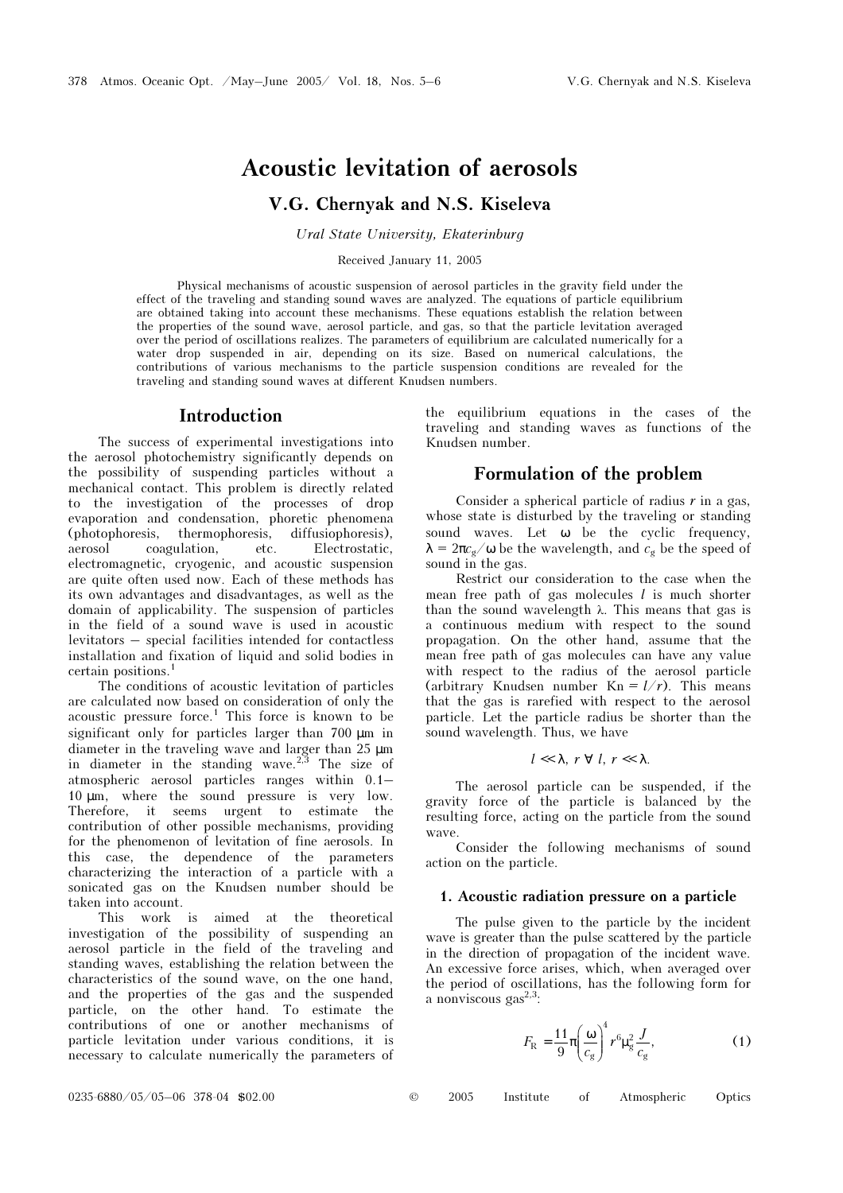# Acoustic levitation of aerosols

**V.G. Chernyak and N.S. Kiseleva**

*Ural State University, Ekaterinburg*

Received January 11, 2005

Physical mechanisms of acoustic suspension of aerosol particles in the gravity field under the effect of the traveling and standing sound waves are analyzed. The equations of particle equilibrium are obtained taking into account these mechanisms. These equations establish the relation between the properties of the sound wave, aerosol particle, and gas, so that the particle levitation averaged over the period of oscillations realizes. The parameters of equilibrium are calculated numerically for a water drop suspended in air, depending on its size. Based on numerical calculations, the contributions of various mechanisms to the particle suspension conditions are revealed for the traveling and standing sound waves at different Knudsen numbers.

## Introduction

The success of experimental investigations into the aerosol photochemistry significantly depends on the possibility of suspending particles without a mechanical contact. This problem is directly related to the investigation of the processes of drop evaporation and condensation, phoretic phenomena (photophoresis, thermophoresis, diffusiophoresis), aerosol coagulation, etc. Electrostatic, electromagnetic, cryogenic, and acoustic suspension are quite often used now. Each of these methods has its own advantages and disadvantages, as well as the domain of applicability. The suspension of particles in the field of a sound wave is used in acoustic levitators – special facilities intended for contactless installation and fixation of liquid and solid bodies in certain positions.[1]

The conditions of acoustic levitation of particles are calculated now based on consideration of only the acoustic pressure force.[1] This force is known to be significant only for particles larger than 700 μm in diameter in the traveling wave and larger than 25 μm in diameter in the standing wave.[2,3] The size of atmospheric aerosol particles ranges within 0.1–10 μm, where the sound pressure is very low. Therefore, it seems urgent to estimate the contribution of other possible mechanisms, providing for the phenomenon of levitation of fine aerosols. In this case, the dependence of the parameters characterizing the interaction of a particle with a sonicated gas on the Knudsen number should be taken into account.

This work is aimed at the theoretical investigation of the possibility of suspending an aerosol particle in the field of the traveling and standing waves, establishing the relation between the characteristics of the sound wave, on the one hand, and the properties of the gas and the suspended particle, on the other hand. To estimate the contributions of one or another mechanisms of particle levitation under various conditions, it is necessary to calculate numerically the parameters of the equilibrium equations in the cases of the traveling and standing waves as functions of the Knudsen number.

## Formulation of the problem

Consider a spherical particle of radius $r$ in a gas, whose state is disturbed by the traveling or standing sound waves. Let $\omega$ be the cyclic frequency, $\lambda = 2\pi c_g/\omega$ be the wavelength, and $c_g$ be the speed of sound in the gas.

Restrict our consideration to the case when the mean free path of gas molecules $l$ is much shorter than the sound wavelength $\lambda$. This means that gas is a continuous medium with respect to the sound propagation. On the other hand, assume that the mean free path of gas molecules can have any value with respect to the radius of the aerosol particle (arbitrary Knudsen number $\mathrm{Kn} = l/r$). This means that the gas is rarefied with respect to the aerosol particle. Let the particle radius be shorter than the sound wavelength. Thus, we have

$$l \ll \lambda, \; r \,\forall\, l, \; r \ll \lambda.$$

The aerosol particle can be suspended, if the gravity force of the particle is balanced by the resulting force, acting on the particle from the sound wave.

Consider the following mechanisms of sound action on the particle.

### 1. Acoustic radiation pressure on a particle

The pulse given to the particle by the incident wave is greater than the pulse scattered by the particle in the direction of propagation of the incident wave. An excessive force arises, which, when averaged over the period of oscillations, has the following form for a nonviscous gas[2,3]:

$$F_{\mathrm{R}} = \frac{11}{9}\pi\left(\frac{\omega}{c_g}\right)^4 r^6 \mu_g^2 \frac{J}{c_g}, \tag{1}$$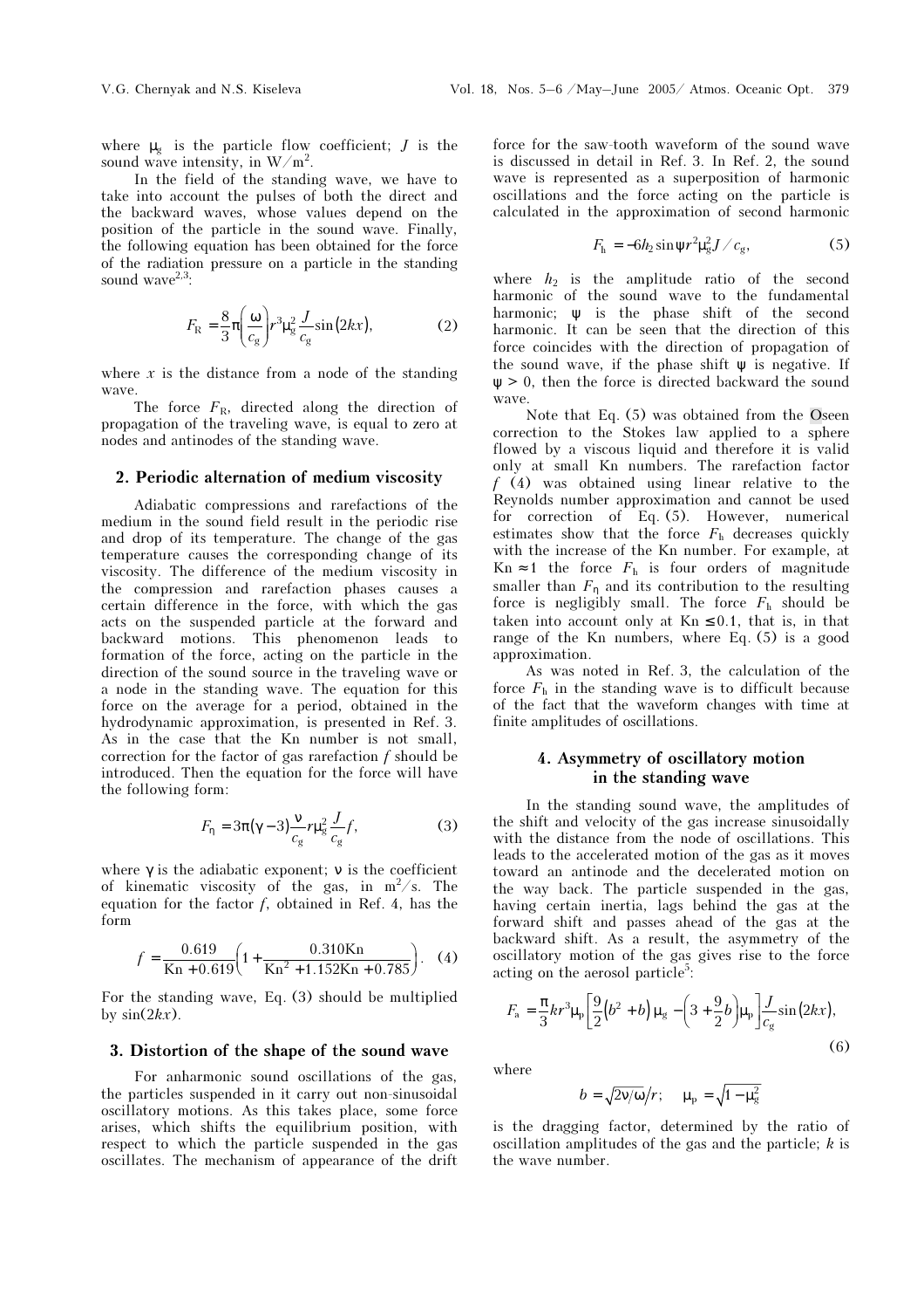where $\mu_g$ is the particle flow coefficient; $J$ is the sound wave intensity, in W/m$^2$.

In the field of the standing wave, we have to take into account the pulses of both the direct and the backward waves, whose values depend on the position of the particle in the sound wave. Finally, the following equation has been obtained for the force of the radiation pressure on a particle in the standing sound wave[2,3]:

$$F_R = \frac{8}{3}\pi\left(\frac{\omega}{c_g}\right) r^3 \mu_g^2 \frac{J}{c_g}\sin(2kx), \tag{2}$$

where $x$ is the distance from a node of the standing wave.

The force $F_R$, directed along the direction of propagation of the traveling wave, is equal to zero at nodes and antinodes of the standing wave.

## 2. Periodic alternation of medium viscosity

Adiabatic compressions and rarefactions of the medium in the sound field result in the periodic rise and drop of its temperature. The change of the gas temperature causes the corresponding change of its viscosity. The difference of the medium viscosity in the compression and rarefaction phases causes a certain difference in the force, with which the gas acts on the suspended particle at the forward and backward motions. This phenomenon leads to formation of the force, acting on the particle in the direction of the sound source in the traveling wave or a node in the standing wave. The equation for this force on the average for a period, obtained in the hydrodynamic approximation, is presented in Ref. 3. As in the case that the Kn number is not small, correction for the factor of gas rarefaction $f$ should be introduced. Then the equation for the force will have the following form:

$$F_\eta = 3\pi(\gamma - 3)\frac{\nu}{c_g} r \mu_g^2 \frac{J}{c_g} f, \tag{3}$$

where $\gamma$ is the adiabatic exponent; $\nu$ is the coefficient of kinematic viscosity of the gas, in m$^2$/s. The equation for the factor $f$, obtained in Ref. 4, has the form

$$f = \frac{0.619}{\text{Kn} + 0.619}\left(1 + \frac{0.310\text{Kn}}{\text{Kn}^2 + 1.152\text{Kn} + 0.785}\right). \tag{4}$$

For the standing wave, Eq. (3) should be multiplied by $\sin(2kx)$.

## 3. Distortion of the shape of the sound wave

For anharmonic sound oscillations of the gas, the particles suspended in it carry out non-sinusoidal oscillatory motions. As this takes place, some force arises, which shifts the equilibrium position, with respect to which the particle suspended in the gas oscillates. The mechanism of appearance of the drift force for the saw-tooth waveform of the sound wave is discussed in detail in Ref. 3. In Ref. 2, the sound wave is represented as a superposition of harmonic oscillations and the force acting on the particle is calculated in the approximation of second harmonic

$$F_h = -6h_2 \sin\psi r^2 \mu_g^2 J / c_g, \tag{5}$$

where $h_2$ is the amplitude ratio of the second harmonic of the sound wave to the fundamental harmonic; $\psi$ is the phase shift of the second harmonic. It can be seen that the direction of this force coincides with the direction of propagation of the sound wave, if the phase shift $\psi$ is negative. If $\psi > 0$, then the force is directed backward the sound wave.

Note that Eq. (5) was obtained from the Oseen correction to the Stokes law applied to a sphere flowed by a viscous liquid and therefore it is valid only at small Kn numbers. The rarefaction factor $f$ (4) was obtained using linear relative to the Reynolds number approximation and cannot be used for correction of Eq. (5). However, numerical estimates show that the force $F_h$ decreases quickly with the increase of the Kn number. For example, at $\text{Kn} \approx 1$ the force $F_h$ is four orders of magnitude smaller than $F_\eta$ and its contribution to the resulting force is negligibly small. The force $F_h$ should be taken into account only at $\text{Kn} \leq 0.1$, that is, in that range of the Kn numbers, where Eq. (5) is a good approximation.

As was noted in Ref. 3, the calculation of the force $F_h$ in the standing wave is to difficult because of the fact that the waveform changes with time at finite amplitudes of oscillations.

## 4. Asymmetry of oscillatory motion in the standing wave

In the standing sound wave, the amplitudes of the shift and velocity of the gas increase sinusoidally with the distance from the node of oscillations. This leads to the accelerated motion of the gas as it moves toward an antinode and the decelerated motion on the way back. The particle suspended in the gas, having certain inertia, lags behind the gas at the forward shift and passes ahead of the gas at the backward shift. As a result, the asymmetry of the oscillatory motion of the gas gives rise to the force acting on the aerosol particle[5]:

$$F_a = \frac{\pi}{3} k r^3 \mu_p \left[\frac{9}{2}\left(b^2 + b\right)\mu_g - \left(3 + \frac{9}{2}b\right)\mu_p\right]\frac{J}{c_g}\sin(2kx), \tag{6}$$

where

$$b = \sqrt{2\nu/\omega}/r; \quad \mu_p = \sqrt{1 - \mu_g^2}$$

is the dragging factor, determined by the ratio of oscillation amplitudes of the gas and the particle; $k$ is the wave number.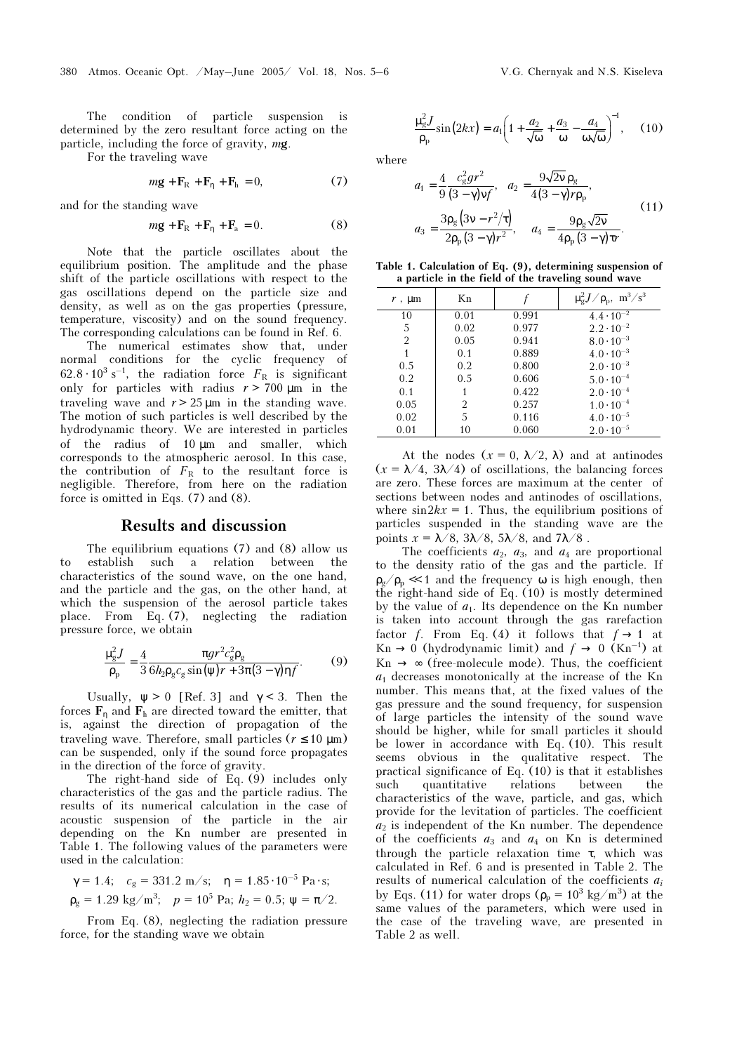The condition of particle suspension is determined by the zero resultant force acting on the particle, including the force of gravity, $m\mathbf{g}$.

For the traveling wave

$$m\mathbf{g} + \mathbf{F}_R + \mathbf{F}_\eta + \mathbf{F}_h = 0, \quad (7)$$

and for the standing wave

$$m\mathbf{g} + \mathbf{F}_R + \mathbf{F}_\eta + \mathbf{F}_a = 0. \quad (8)$$

Note that the particle oscillates about the equilibrium position. The amplitude and the phase shift of the particle oscillations with respect to the gas oscillations depend on the particle size and density, as well as on the gas properties (pressure, temperature, viscosity) and on the sound frequency. The corresponding calculations can be found in Ref. 6.

The numerical estimates show that, under normal conditions for the cyclic frequency of $62.8 \cdot 10^3\ \text{s}^{-1}$, the radiation force $F_R$ is significant only for particles with radius $r > 700\ \mu\text{m}$ in the traveling wave and $r > 25\ \mu\text{m}$ in the standing wave. The motion of such particles is well described by the hydrodynamic theory. We are interested in particles of the radius of $10\ \mu\text{m}$ and smaller, which corresponds to the atmospheric aerosol. In this case, the contribution of $F_R$ to the resultant force is negligible. Therefore, from here on the radiation force is omitted in Eqs. (7) and (8).

## Results and discussion

The equilibrium equations (7) and (8) allow us to establish such a relation between the characteristics of the sound wave, on the one hand, and the particle and the gas, on the other hand, at which the suspension of the aerosol particle takes place. From Eq. (7), neglecting the radiation pressure force, we obtain

$$\frac{\mu_g^2 J}{\rho_p} = \frac{4}{3} \frac{\pi g r^2 c_g^2 \rho_g}{6 h_2 \rho_g c_g \sin(\psi) r + 3\pi(3-\gamma)\eta f}. \quad (9)$$

Usually, $\psi > 0$ [Ref. 3] and $\gamma < 3$. Then the forces $\mathbf{F}_\eta$ and $\mathbf{F}_h$ are directed toward the emitter, that is, against the direction of propagation of the traveling wave. Therefore, small particles ($r \le 10\ \mu\text{m}$) can be suspended, only if the sound force propagates in the direction of the force of gravity.

The right-hand side of Eq. (9) includes only characteristics of the gas and the particle radius. The results of its numerical calculation in the case of acoustic suspension of the particle in the air depending on the Kn number are presented in Table 1. The following values of the parameters were used in the calculation:

$\gamma = 1.4$; $c_g = 331.2$ m/s; $\eta = 1.85 \cdot 10^{-5}$ Pa·s;
$\rho_g = 1.29$ kg/m$^3$; $p = 10^5$ Pa; $h_2 = 0.5$; $\psi = \pi/2$.

From Eq. (8), neglecting the radiation pressure force, for the standing wave we obtain

$$\frac{\mu_g^2 J}{\rho_p} \sin(2kx) = a_1 \left(1 + \frac{a_2}{\sqrt{\omega}} + \frac{a_3}{\omega} - \frac{a_4}{\omega\sqrt{\omega}}\right)^{-1}, \quad (10)$$

where

$$a_1 = \frac{4}{9} \frac{c_g^2 g r^2}{(3-\gamma)\nu f}, \quad a_2 = \frac{9\sqrt{2\nu}\,\rho_g}{4(3-\gamma) r \rho_p},$$
$$a_3 = \frac{3\rho_g \left(3\nu - r^2/\tau\right)}{2\rho_p (3-\gamma) r^2}, \quad a_4 = \frac{9\rho_g \sqrt{2\nu}}{4\rho_p (3-\gamma) r\tau}. \quad (11)$$

**Table 1. Calculation of Eq. (9), determining suspension of a particle in the field of the traveling sound wave**

| $r$, μm | Kn | $f$ | $\mu_g^2 J/\rho_p$, m$^3$/s$^3$ |
|---|---|---|---|
| 10 | 0.01 | 0.991 | $4.4 \cdot 10^{-2}$ |
| 5 | 0.02 | 0.977 | $2.2 \cdot 10^{-2}$ |
| 2 | 0.05 | 0.941 | $8.0 \cdot 10^{-3}$ |
| 1 | 0.1 | 0.889 | $4.0 \cdot 10^{-3}$ |
| 0.5 | 0.2 | 0.800 | $2.0 \cdot 10^{-3}$ |
| 0.2 | 0.5 | 0.606 | $5.0 \cdot 10^{-4}$ |
| 0.1 | 1 | 0.422 | $2.0 \cdot 10^{-4}$ |
| 0.05 | 2 | 0.257 | $1.0 \cdot 10^{-4}$ |
| 0.02 | 5 | 0.116 | $4.0 \cdot 10^{-5}$ |
| 0.01 | 10 | 0.060 | $2.0 \cdot 10^{-5}$ |

At the nodes ($x = 0, \lambda/2, \lambda$) and at antinodes ($x = \lambda/4, 3\lambda/4$) of oscillations, the balancing forces are zero. These forces are maximum at the center of sections between nodes and antinodes of oscillations, where $\sin 2kx = 1$. Thus, the equilibrium positions of particles suspended in the standing wave are the points $x = \lambda/8, 3\lambda/8, 5\lambda/8$, and $7\lambda/8$.

The coefficients $a_2$, $a_3$, and $a_4$ are proportional to the density ratio of the gas and the particle. If $\rho_g/\rho_p \ll 1$ and the frequency $\omega$ is high enough, then the right-hand side of Eq. (10) is mostly determined by the value of $a_1$. Its dependence on the Kn number is taken into account through the gas rarefaction factor $f$. From Eq. (4) it follows that $f \to 1$ at $\text{Kn} \to 0$ (hydrodynamic limit) and $f \to 0$ ($\text{Kn}^{-1}$) at $\text{Kn} \to \infty$ (free-molecule mode). Thus, the coefficient $a_1$ decreases monotonically at the increase of the Kn number. This means that, at the fixed values of the gas pressure and the sound frequency, for suspension of large particles the intensity of the sound wave should be higher, while for small particles it should be lower in accordance with Eq. (10). This result seems obvious in the qualitative respect. The practical significance of Eq. (10) is that it establishes such quantitative relations between the characteristics of the wave, particle, and gas, which provide for the levitation of particles. The coefficient $a_2$ is independent of the Kn number. The dependence of the coefficients $a_3$ and $a_4$ on Kn is determined through the particle relaxation time $\tau$, which was calculated in Ref. 6 and is presented in Table 2. The results of numerical calculation of the coefficients $a_i$ by Eqs. (11) for water drops ($\rho_p = 10^3$ kg/m$^3$) at the same values of the parameters, which were used in the case of the traveling wave, are presented in Table 2 as well.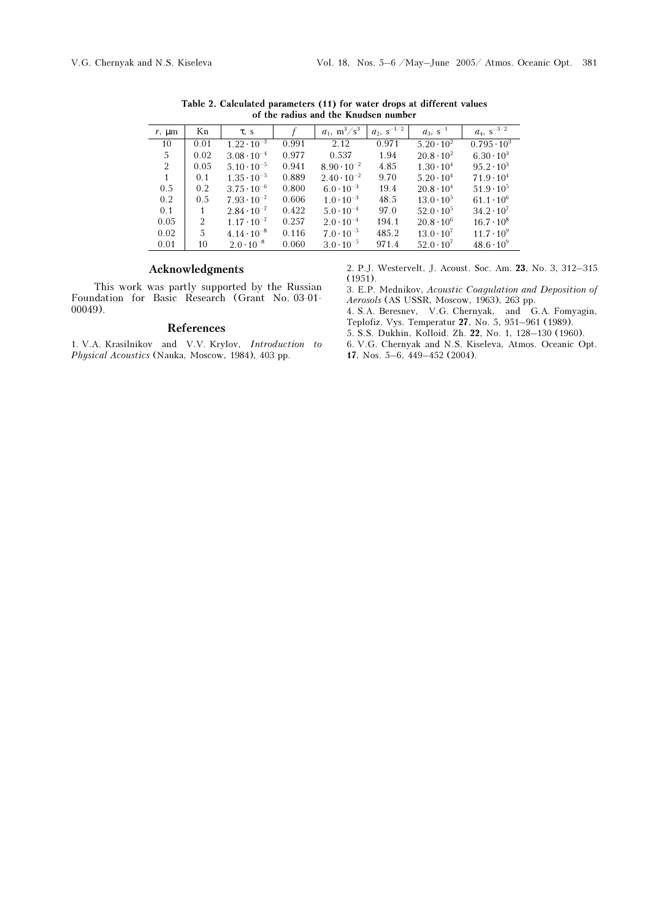**Table 2. Calculated parameters (11) for water drops at different values of the radius and the Knudsen number**

| $r$, μm | Kn | τ, s | $f$ | $a_1$, $m^3/s^3$ | $a_2$, $s^{-1/2}$ | $a_3$, $s^{-1}$ | $a_4$, $s^{-3/2}$ |
|---|---|---|---|---|---|---|---|
| 10 | 0.01 | $1.22 \cdot 10^{-3}$ | 0.991 | 2.12 | 0.971 | $5.20 \cdot 10^{2}$ | $0.795 \cdot 10^{3}$ |
| 5 | 0.02 | $3.08 \cdot 10^{-4}$ | 0.977 | 0.537 | 1.94 | $20.8 \cdot 10^{2}$ | $6.30 \cdot 10^{3}$ |
| 2 | 0.05 | $5.10 \cdot 10^{-5}$ | 0.941 | $8.90 \cdot 10^{-2}$ | 4.85 | $1.30 \cdot 10^{4}$ | $95.2 \cdot 10^{3}$ |
| 1 | 0.1 | $1.35 \cdot 10^{-5}$ | 0.889 | $2.40 \cdot 10^{-2}$ | 9.70 | $5.20 \cdot 10^{4}$ | $71.9 \cdot 10^{4}$ |
| 0.5 | 0.2 | $3.75 \cdot 10^{-6}$ | 0.800 | $6.0 \cdot 10^{-3}$ | 19.4 | $20.8 \cdot 10^{4}$ | $51.9 \cdot 10^{5}$ |
| 0.2 | 0.5 | $7.93 \cdot 10^{-7}$ | 0.606 | $1.0 \cdot 10^{-3}$ | 48.5 | $13.0 \cdot 10^{5}$ | $61.1 \cdot 10^{6}$ |
| 0.1 | 1 | $2.84 \cdot 10^{-7}$ | 0.422 | $5.0 \cdot 10^{-4}$ | 97.0 | $52.0 \cdot 10^{5}$ | $34.2 \cdot 10^{7}$ |
| 0.05 | 2 | $1.17 \cdot 10^{-7}$ | 0.257 | $2.0 \cdot 10^{-4}$ | 194.1 | $20.8 \cdot 10^{6}$ | $16.7 \cdot 10^{8}$ |
| 0.02 | 5 | $4.14 \cdot 10^{-8}$ | 0.116 | $7.0 \cdot 10^{-5}$ | 485.2 | $13.0 \cdot 10^{7}$ | $11.7 \cdot 10^{9}$ |
| 0.01 | 10 | $2.0 \cdot 10^{-8}$ | 0.060 | $3.0 \cdot 10^{-5}$ | 971.4 | $52.0 \cdot 10^{7}$ | $48.6 \cdot 10^{9}$ |

## Acknowledgments

This work was partly supported by the Russian Foundation for Basic Research (Grant No. 03-01-00049).

## References

1. V.A. Krasilnikov and V.V. Krylov, *Introduction to Physical Acoustics* (Nauka, Moscow, 1984), 403 pp.
2. P.J. Westervelt, J. Acoust. Soc. Am. **23**, No. 3, 312–315 (1951).
3. E.P. Mednikov, *Acoustic Coagulation and Deposition of Aerosols* (AS USSR, Moscow, 1963), 263 pp.
4. S.A. Beresnev, V.G. Chernyak, and G.A. Fomyagin, Teplofiz. Vys. Temperatur **27**, No. 5, 951–961 (1989).
5. S.S. Dukhin, Kolloid. Zh. **22**, No. 1, 128–130 (1960).
6. V.G. Chernyak and N.S. Kiseleva, Atmos. Oceanic Opt. **17**, Nos. 5–6, 449–452 (2004).